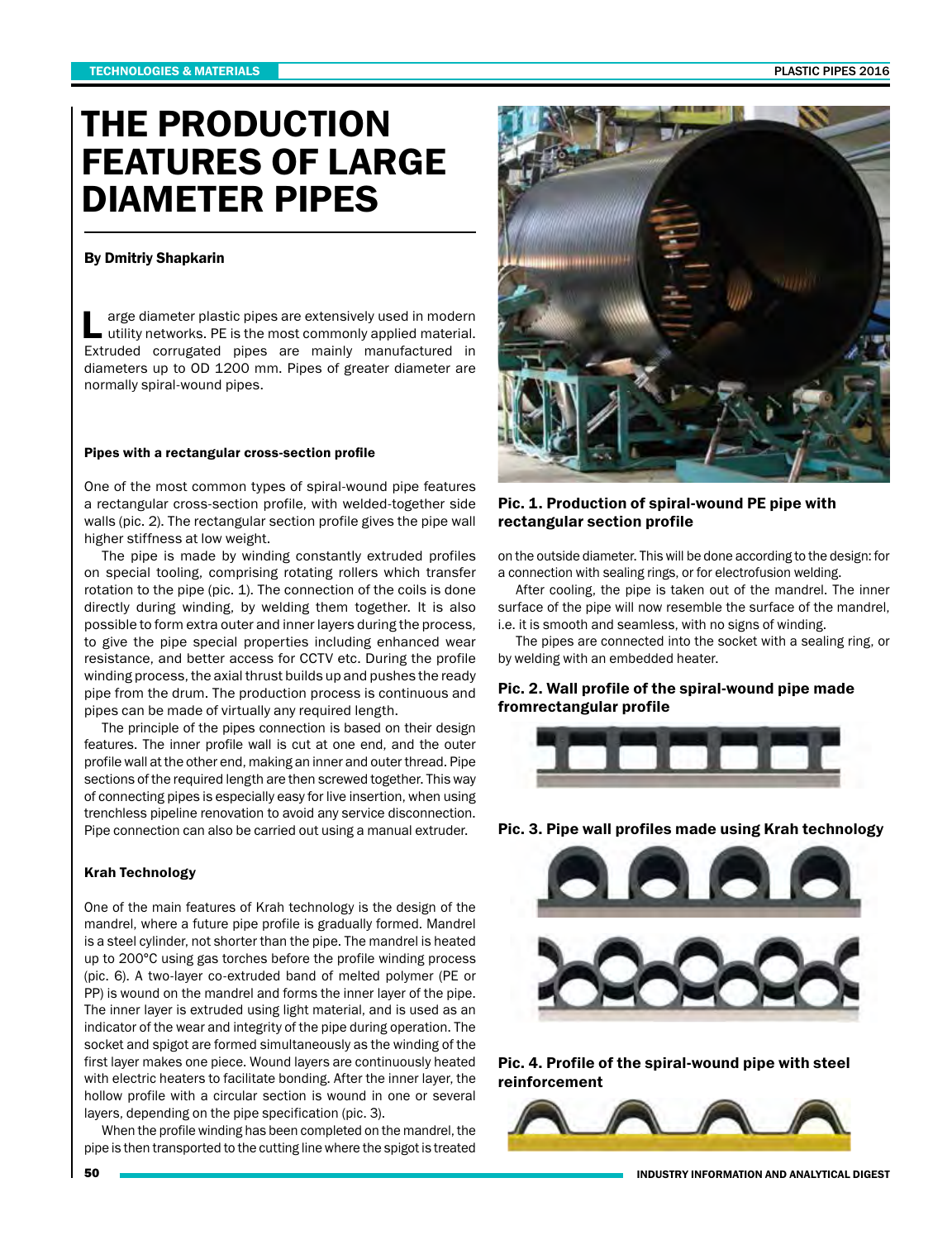// THE PRODUCTION FEATURES OF LARGE DIAMETER PIPES

**By Dmitriy Shapkarin**

Large diameter plastic pipes are extensively used in modern utility networks. PE is the most commonly applied material. Extruded corrugated pipes are mainly manufactured in diameters up to OD 1200 mm. Pipes of greater diameter are normally spiral-wound pipes.

### Pipes with a rectangular cross-section profile

One of the most common types of spiral-wound pipe features a rectangular cross-section profile, with welded-together side walls (pic. 2). The rectangular section profile gives the pipe wall higher stiffness at low weight.

The pipe is made by winding constantly extruded profiles on special tooling, comprising rotating rollers which transfer rotation to the pipe (pic. 1). The connection of the coils is done directly during winding, by welding them together. It is also possible to form extra outer and inner layers during the process, to give the pipe special properties including enhanced wear resistance, and better access for CCTV etc. During the profile winding process, the axial thrust builds up and pushes the ready pipe from the drum. The production process is continuous and pipes can be made of virtually any required length.

The principle of the pipes connection is based on their design features. The inner profile wall is cut at one end, and the outer profile wall at the other end, making an inner and outer thread. Pipe sections of the required length are then screwed together. This way of connecting pipes is especially easy for live insertion, when using trenchless pipeline renovation to avoid any service disconnection. Pipe connection can also be carried out using a manual extruder.

### Krah Technology

One of the main features of Krah technology is the design of the mandrel, where a future pipe profile is gradually formed. Mandrel is a steel cylinder, not shorter than the pipe. The mandrel is heated up to 200°C using gas torches before the profile winding process (pic. 6). A two-layer co-extruded band of melted polymer (PE or PP) is wound on the mandrel and forms the inner layer of the pipe. The inner layer is extruded using light material, and is used as an indicator of the wear and integrity of the pipe during operation. The socket and spigot are formed simultaneously as the winding of the first layer makes one piece. Wound layers are continuously heated with electric heaters to facilitate bonding. After the inner layer, the hollow profile with a circular section is wound in one or several layers, depending on the pipe specification (pic. 3).

When the profile winding has been completed on the mandrel, the pipe is then transported to the cutting line where the spigot is treated on the outside diameter. This will be done according to the design: for a connection with sealing rings, or for electrofusion welding.

After cooling, the pipe is taken out of the mandrel. The inner surface of the pipe will now resemble the surface of the mandrel, i.e. it is smooth and seamless, with no signs of winding.

The pipes are connected into the socket with a sealing ring, or by welding with an embedded heater.

**Pic. 1. Production of spiral-wound PE pipe with rectangular section profile**

**Pic. 2. Wall profile of the spiral-wound pipe made fromrectangular profile**

**Pic. 3. Pipe wall profiles made using Krah technology**

**Pic. 4. Profile of the spiral-wound pipe with steel reinforcement**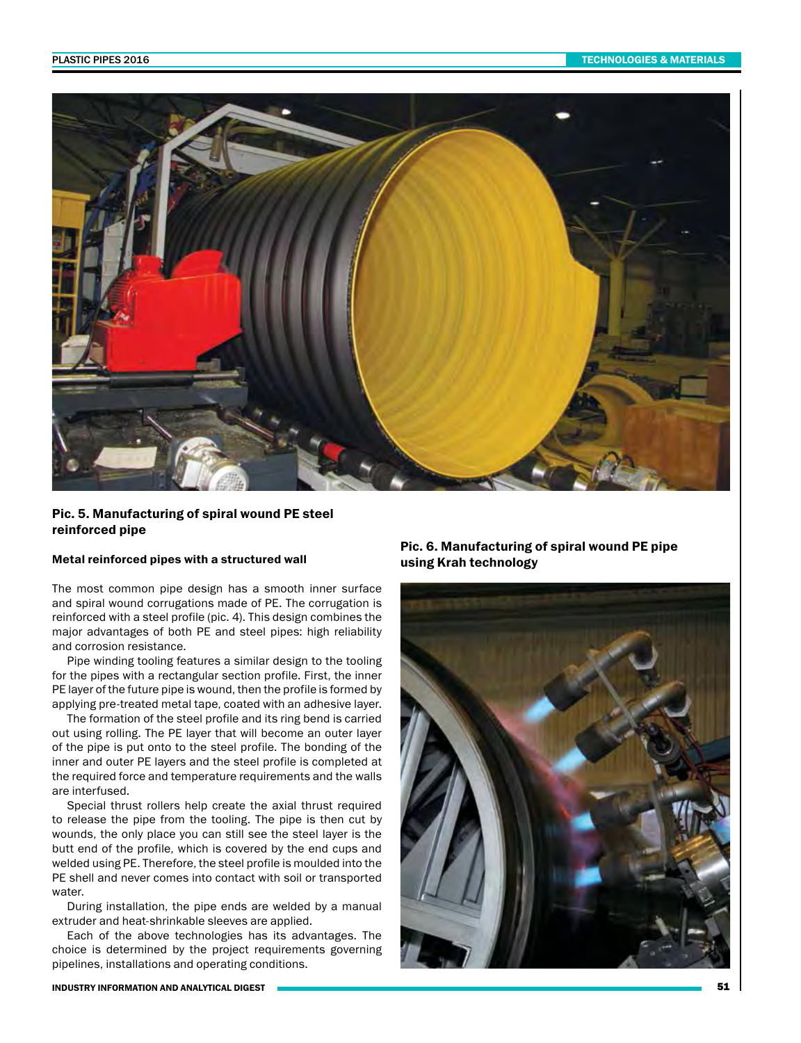**Pic. 5. Manufacturing of spiral wound PE steel reinforced pipe**

### Metal reinforced pipes with a structured wall

The most common pipe design has a smooth inner surface and spiral wound corrugations made of PE. The corrugation is reinforced with a steel profile (pic. 4). This design combines the major advantages of both PE and steel pipes: high reliability and corrosion resistance.

Pipe winding tooling features a similar design to the tooling for the pipes with a rectangular section profile. First, the inner PE layer of the future pipe is wound, then the profile is formed by applying pre-treated metal tape, coated with an adhesive layer.

The formation of the steel profile and its ring bend is carried out using rolling. The PE layer that will become an outer layer of the pipe is put onto to the steel profile. The bonding of the inner and outer PE layers and the steel profile is completed at the required force and temperature requirements and the walls are interfused.

Special thrust rollers help create the axial thrust required to release the pipe from the tooling. The pipe is then cut by wounds, the only place you can still see the steel layer is the butt end of the profile, which is covered by the end cups and welded using PE. Therefore, the steel profile is moulded into the PE shell and never comes into contact with soil or transported water.

During installation, the pipe ends are welded by a manual extruder and heat-shrinkable sleeves are applied.

Each of the above technologies has its advantages. The choice is determined by the project requirements governing pipelines, installations and operating conditions.

**Pic. 6. Manufacturing of spiral wound PE pipe using Krah technology**